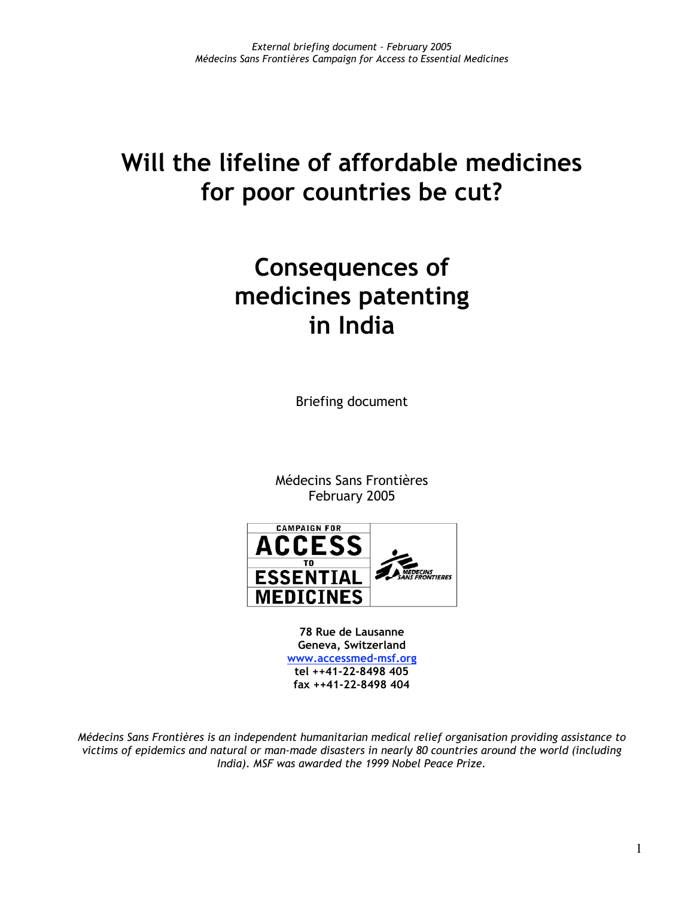*External briefing document – February 2005*
*Médecins Sans Frontières Campaign for Access to Essential Medicines*

# Will the lifeline of affordable medicines for poor countries be cut?

# Consequences of medicines patenting in India

Briefing document

Médecins Sans Frontières
February 2005

CAMPAIGN FOR ACCESS TO ESSENTIAL MEDICINES

MEDECINS SANS FRONTIERES

**78 Rue de Lausanne**
**Geneva, Switzerland**
**www.accessmed-msf.org**
**tel ++41-22-8498 405**
**fax ++41-22-8498 404**

*Médecins Sans Frontières is an independent humanitarian medical relief organisation providing assistance to victims of epidemics and natural or man-made disasters in nearly 80 countries around the world (including India). MSF was awarded the 1999 Nobel Peace Prize.*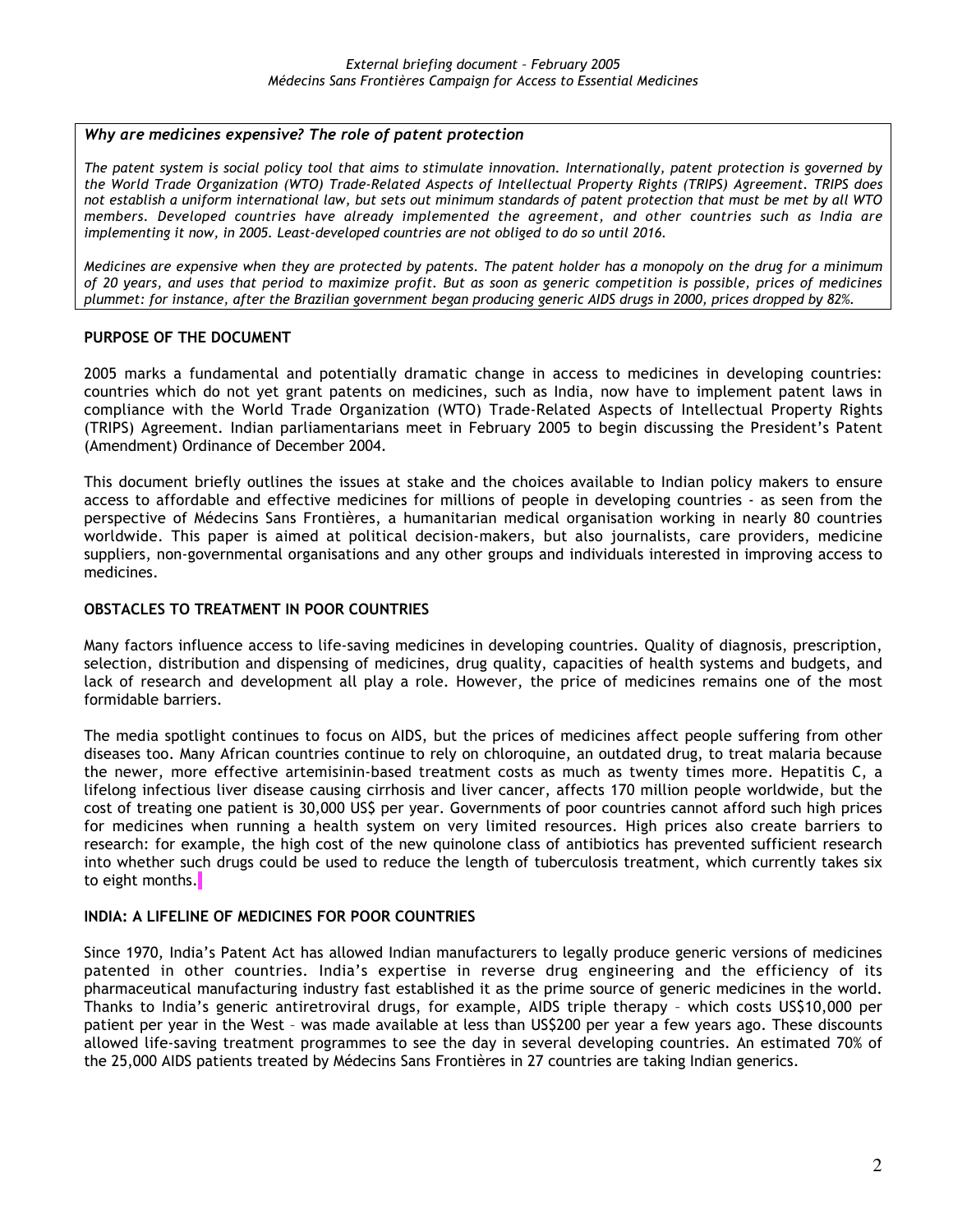*Why are medicines expensive? The role of patent protection*

*The patent system is social policy tool that aims to stimulate innovation. Internationally, patent protection is governed by the World Trade Organization (WTO) Trade-Related Aspects of Intellectual Property Rights (TRIPS) Agreement. TRIPS does not establish a uniform international law, but sets out minimum standards of patent protection that must be met by all WTO members. Developed countries have already implemented the agreement, and other countries such as India are implementing it now, in 2005. Least-developed countries are not obliged to do so until 2016.*

*Medicines are expensive when they are protected by patents. The patent holder has a monopoly on the drug for a minimum of 20 years, and uses that period to maximize profit. But as soon as generic competition is possible, prices of medicines plummet: for instance, after the Brazilian government began producing generic AIDS drugs in 2000, prices dropped by 82%.*

## PURPOSE OF THE DOCUMENT

2005 marks a fundamental and potentially dramatic change in access to medicines in developing countries: countries which do not yet grant patents on medicines, such as India, now have to implement patent laws in compliance with the World Trade Organization (WTO) Trade-Related Aspects of Intellectual Property Rights (TRIPS) Agreement. Indian parliamentarians meet in February 2005 to begin discussing the President's Patent (Amendment) Ordinance of December 2004.

This document briefly outlines the issues at stake and the choices available to Indian policy makers to ensure access to affordable and effective medicines for millions of people in developing countries - as seen from the perspective of Médecins Sans Frontières, a humanitarian medical organisation working in nearly 80 countries worldwide. This paper is aimed at political decision-makers, but also journalists, care providers, medicine suppliers, non-governmental organisations and any other groups and individuals interested in improving access to medicines.

## OBSTACLES TO TREATMENT IN POOR COUNTRIES

Many factors influence access to life-saving medicines in developing countries. Quality of diagnosis, prescription, selection, distribution and dispensing of medicines, drug quality, capacities of health systems and budgets, and lack of research and development all play a role. However, the price of medicines remains one of the most formidable barriers.

The media spotlight continues to focus on AIDS, but the prices of medicines affect people suffering from other diseases too. Many African countries continue to rely on chloroquine, an outdated drug, to treat malaria because the newer, more effective artemisinin-based treatment costs as much as twenty times more. Hepatitis C, a lifelong infectious liver disease causing cirrhosis and liver cancer, affects 170 million people worldwide, but the cost of treating one patient is 30,000 US$ per year. Governments of poor countries cannot afford such high prices for medicines when running a health system on very limited resources. High prices also create barriers to research: for example, the high cost of the new quinolone class of antibiotics has prevented sufficient research into whether such drugs could be used to reduce the length of tuberculosis treatment, which currently takes six to eight months.

## INDIA: A LIFELINE OF MEDICINES FOR POOR COUNTRIES

Since 1970, India's Patent Act has allowed Indian manufacturers to legally produce generic versions of medicines patented in other countries. India's expertise in reverse drug engineering and the efficiency of its pharmaceutical manufacturing industry fast established it as the prime source of generic medicines in the world. Thanks to India's generic antiretroviral drugs, for example, AIDS triple therapy – which costs US$10,000 per patient per year in the West – was made available at less than US$200 per year a few years ago. These discounts allowed life-saving treatment programmes to see the day in several developing countries. An estimated 70% of the 25,000 AIDS patients treated by Médecins Sans Frontières in 27 countries are taking Indian generics.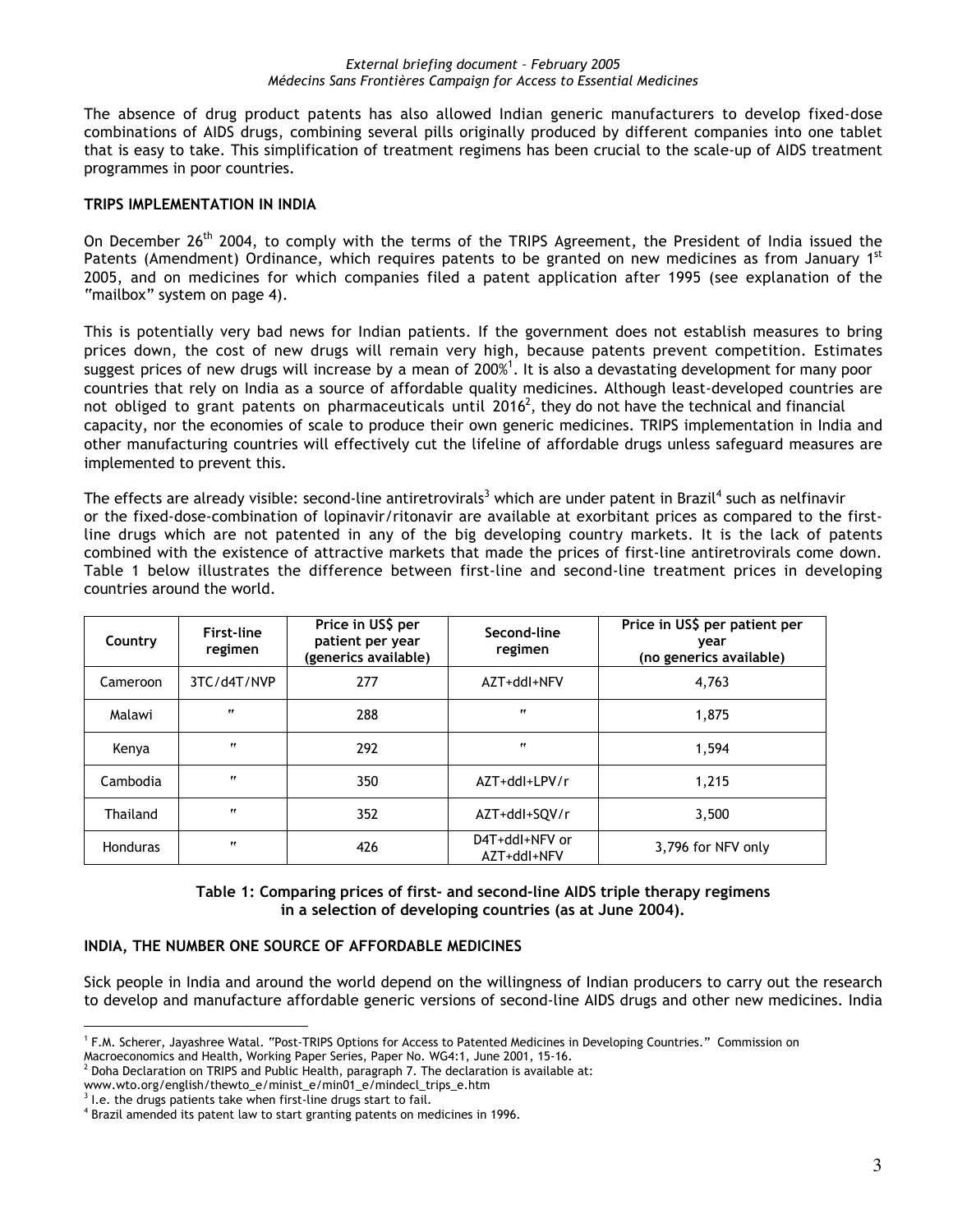The absence of drug product patents has also allowed Indian generic manufacturers to develop fixed-dose combinations of AIDS drugs, combining several pills originally produced by different companies into one tablet that is easy to take. This simplification of treatment regimens has been crucial to the scale-up of AIDS treatment programmes in poor countries.

**TRIPS IMPLEMENTATION IN INDIA**

On December 26th 2004, to comply with the terms of the TRIPS Agreement, the President of India issued the Patents (Amendment) Ordinance, which requires patents to be granted on new medicines as from January 1st 2005, and on medicines for which companies filed a patent application after 1995 (see explanation of the "mailbox" system on page 4).

This is potentially very bad news for Indian patients. If the government does not establish measures to bring prices down, the cost of new drugs will remain very high, because patents prevent competition. Estimates suggest prices of new drugs will increase by a mean of 200%[1]. It is also a devastating development for many poor countries that rely on India as a source of affordable quality medicines. Although least-developed countries are not obliged to grant patents on pharmaceuticals until 2016[2], they do not have the technical and financial capacity, nor the economies of scale to produce their own generic medicines. TRIPS implementation in India and other manufacturing countries will effectively cut the lifeline of affordable drugs unless safeguard measures are implemented to prevent this.

The effects are already visible: second-line antiretrovirals[3] which are under patent in Brazil[4] such as nelfinavir or the fixed-dose-combination of lopinavir/ritonavir are available at exorbitant prices as compared to the first-line drugs which are not patented in any of the big developing country markets. It is the lack of patents combined with the existence of attractive markets that made the prices of first-line antiretrovirals come down. Table 1 below illustrates the difference between first-line and second-line treatment prices in developing countries around the world.

| Country | First-line regimen | Price in US$ per patient per year (generics available) | Second-line regimen | Price in US$ per patient per year (no generics available) |
|---|---|---|---|---|
| Cameroon | 3TC/d4T/NVP | 277 | AZT+ddI+NFV | 4,763 |
| Malawi | " | 288 | " | 1,875 |
| Kenya | " | 292 | " | 1,594 |
| Cambodia | " | 350 | AZT+ddI+LPV/r | 1,215 |
| Thailand | " | 352 | AZT+ddI+SQV/r | 3,500 |
| Honduras | " | 426 | D4T+ddI+NFV or AZT+ddI+NFV | 3,796 for NFV only |

**Table 1: Comparing prices of first- and second-line AIDS triple therapy regimens in a selection of developing countries (as at June 2004).**

**INDIA, THE NUMBER ONE SOURCE OF AFFORDABLE MEDICINES**

Sick people in India and around the world depend on the willingness of Indian producers to carry out the research to develop and manufacture affordable generic versions of second-line AIDS drugs and other new medicines. India

---

[1] F.M. Scherer, Jayashree Watal. "Post-TRIPS Options for Access to Patented Medicines in Developing Countries." Commission on Macroeconomics and Health, Working Paper Series, Paper No. WG4:1, June 2001, 15-16.

[2] Doha Declaration on TRIPS and Public Health, paragraph 7. The declaration is available at: www.wto.org/english/thewto_e/minist_e/min01_e/mindecl_trips_e.htm

[3] I.e. the drugs patients take when first-line drugs start to fail.

[4] Brazil amended its patent law to start granting patents on medicines in 1996.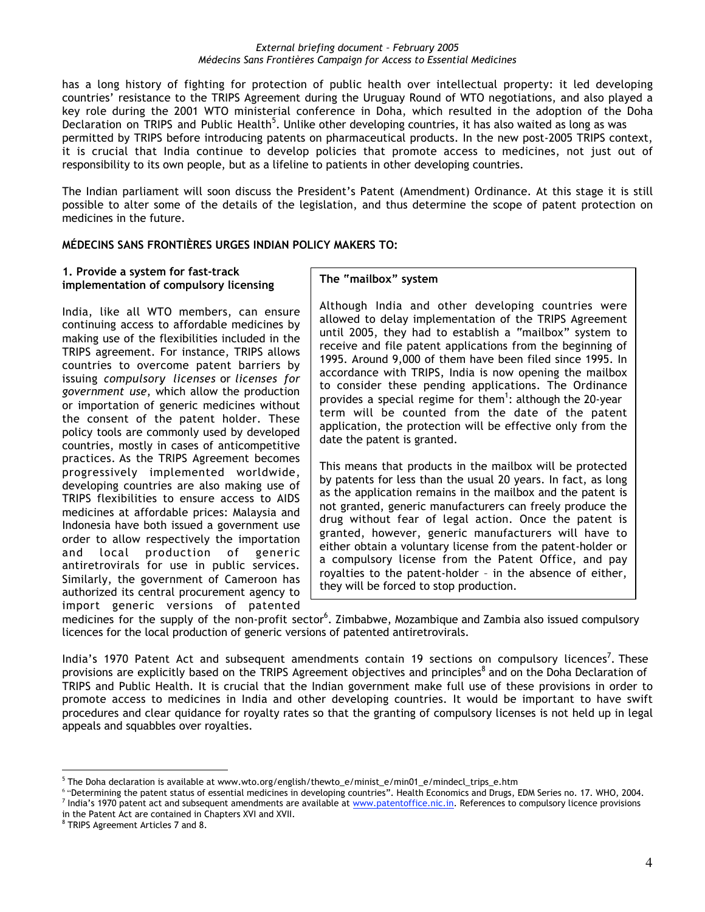has a long history of fighting for protection of public health over intellectual property: it led developing countries' resistance to the TRIPS Agreement during the Uruguay Round of WTO negotiations, and also played a key role during the 2001 WTO ministerial conference in Doha, which resulted in the adoption of the Doha Declaration on TRIPS and Public Health[5]. Unlike other developing countries, it has also waited as long as was permitted by TRIPS before introducing patents on pharmaceutical products. In the new post-2005 TRIPS context, it is crucial that India continue to develop policies that promote access to medicines, not just out of responsibility to its own people, but as a lifeline to patients in other developing countries.

The Indian parliament will soon discuss the President's Patent (Amendment) Ordinance. At this stage it is still possible to alter some of the details of the legislation, and thus determine the scope of patent protection on medicines in the future.

**MÉDECINS SANS FRONTIÈRES URGES INDIAN POLICY MAKERS TO:**

**1. Provide a system for fast-track implementation of compulsory licensing**

India, like all WTO members, can ensure continuing access to affordable medicines by making use of the flexibilities included in the TRIPS agreement. For instance, TRIPS allows countries to overcome patent barriers by issuing *compulsory licenses* or *licenses for government use*, which allow the production or importation of generic medicines without the consent of the patent holder. These policy tools are commonly used by developed countries, mostly in cases of anticompetitive practices. As the TRIPS Agreement becomes progressively implemented worldwide, developing countries are also making use of TRIPS flexibilities to ensure access to AIDS medicines at affordable prices: Malaysia and Indonesia have both issued a government use order to allow respectively the importation and local production of generic antiretrovirals for use in public services. Similarly, the government of Cameroon has authorized its central procurement agency to import generic versions of patented medicines for the supply of the non-profit sector[6]. Zimbabwe, Mozambique and Zambia also issued compulsory licences for the local production of generic versions of patented antiretrovirals.

> **The "mailbox" system**
>
> Although India and other developing countries were allowed to delay implementation of the TRIPS Agreement until 2005, they had to establish a "mailbox" system to receive and file patent applications from the beginning of 1995. Around 9,000 of them have been filed since 1995. In accordance with TRIPS, India is now opening the mailbox to consider these pending applications. The Ordinance provides a special regime for them[1]: although the 20-year term will be counted from the date of the patent application, the protection will be effective only from the date the patent is granted.
>
> This means that products in the mailbox will be protected by patents for less than the usual 20 years. In fact, as long as the application remains in the mailbox and the patent is not granted, generic manufacturers can freely produce the drug without fear of legal action. Once the patent is granted, however, generic manufacturers will have to either obtain a voluntary license from the patent-holder or a compulsory license from the Patent Office, and pay royalties to the patent-holder – in the absence of either, they will be forced to stop production.

India's 1970 Patent Act and subsequent amendments contain 19 sections on compulsory licences[7]. These provisions are explicitly based on the TRIPS Agreement objectives and principles[8] and on the Doha Declaration of TRIPS and Public Health. It is crucial that the Indian government make full use of these provisions in order to promote access to medicines in India and other developing countries. It would be important to have swift procedures and clear guidance for royalty rates so that the granting of compulsory licenses is not held up in legal appeals and squabbles over royalties.

---

[5] The Doha declaration is available at www.wto.org/english/thewto_e/minist_e/min01_e/mindecl_trips_e.htm

[6] "Determining the patent status of essential medicines in developing countries". Health Economics and Drugs, EDM Series no. 17. WHO, 2004.

[7] India's 1970 patent act and subsequent amendments are available at www.patentoffice.nic.in. References to compulsory licence provisions in the Patent Act are contained in Chapters XVI and XVII.

[8] TRIPS Agreement Articles 7 and 8.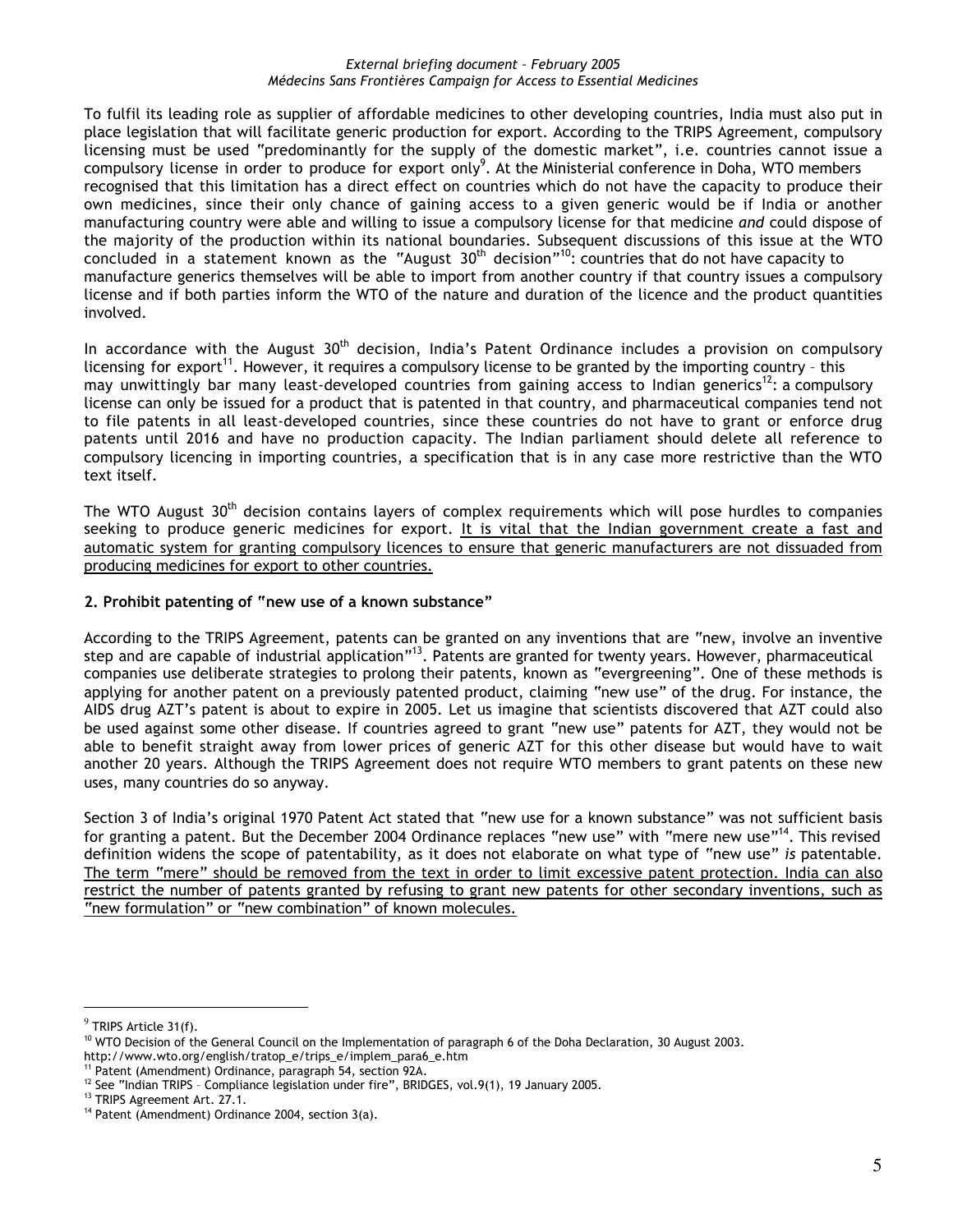To fulfil its leading role as supplier of affordable medicines to other developing countries, India must also put in place legislation that will facilitate generic production for export. According to the TRIPS Agreement, compulsory licensing must be used "predominantly for the supply of the domestic market", i.e. countries cannot issue a compulsory license in order to produce for export only[9]. At the Ministerial conference in Doha, WTO members recognised that this limitation has a direct effect on countries which do not have the capacity to produce their own medicines, since their only chance of gaining access to a given generic would be if India or another manufacturing country were able and willing to issue a compulsory license for that medicine *and* could dispose of the majority of the production within its national boundaries. Subsequent discussions of this issue at the WTO concluded in a statement known as the "August 30th decision"[10]: countries that do not have capacity to manufacture generics themselves will be able to import from another country if that country issues a compulsory license and if both parties inform the WTO of the nature and duration of the licence and the product quantities involved.

In accordance with the August 30th decision, India's Patent Ordinance includes a provision on compulsory licensing for export[11]. However, it requires a compulsory license to be granted by the importing country – this may unwittingly bar many least-developed countries from gaining access to Indian generics[12]: a compulsory license can only be issued for a product that is patented in that country, and pharmaceutical companies tend not to file patents in all least-developed countries, since these countries do not have to grant or enforce drug patents until 2016 and have no production capacity. The Indian parliament should delete all reference to compulsory licencing in importing countries, a specification that is in any case more restrictive than the WTO text itself.

The WTO August 30th decision contains layers of complex requirements which will pose hurdles to companies seeking to produce generic medicines for export. <u>It is vital that the Indian government create a fast and automatic system for granting compulsory licences to ensure that generic manufacturers are not dissuaded from producing medicines for export to other countries.</u>

**2. Prohibit patenting of "new use of a known substance"**

According to the TRIPS Agreement, patents can be granted on any inventions that are "new, involve an inventive step and are capable of industrial application"[13]. Patents are granted for twenty years. However, pharmaceutical companies use deliberate strategies to prolong their patents, known as "evergreening". One of these methods is applying for another patent on a previously patented product, claiming "new use" of the drug. For instance, the AIDS drug AZT's patent is about to expire in 2005. Let us imagine that scientists discovered that AZT could also be used against some other disease. If countries agreed to grant "new use" patents for AZT, they would not be able to benefit straight away from lower prices of generic AZT for this other disease but would have to wait another 20 years. Although the TRIPS Agreement does not require WTO members to grant patents on these new uses, many countries do so anyway.

Section 3 of India's original 1970 Patent Act stated that "new use for a known substance" was not sufficient basis for granting a patent. But the December 2004 Ordinance replaces "new use" with "mere new use"[14]. This revised definition widens the scope of patentability, as it does not elaborate on what type of "new use" *is* patentable. <u>The term "mere" should be removed from the text in order to limit excessive patent protection. India can also restrict the number of patents granted by refusing to grant new patents for other secondary inventions, such as "new formulation" or "new combination" of known molecules.</u>

---

[9] TRIPS Article 31(f).

[10] WTO Decision of the General Council on the Implementation of paragraph 6 of the Doha Declaration, 30 August 2003. http://www.wto.org/english/tratop_e/trips_e/implem_para6_e.htm

[11] Patent (Amendment) Ordinance, paragraph 54, section 92A.

[12] See "Indian TRIPS – Compliance legislation under fire", BRIDGES, vol.9(1), 19 January 2005.

[13] TRIPS Agreement Art. 27.1.

[14] Patent (Amendment) Ordinance 2004, section 3(a).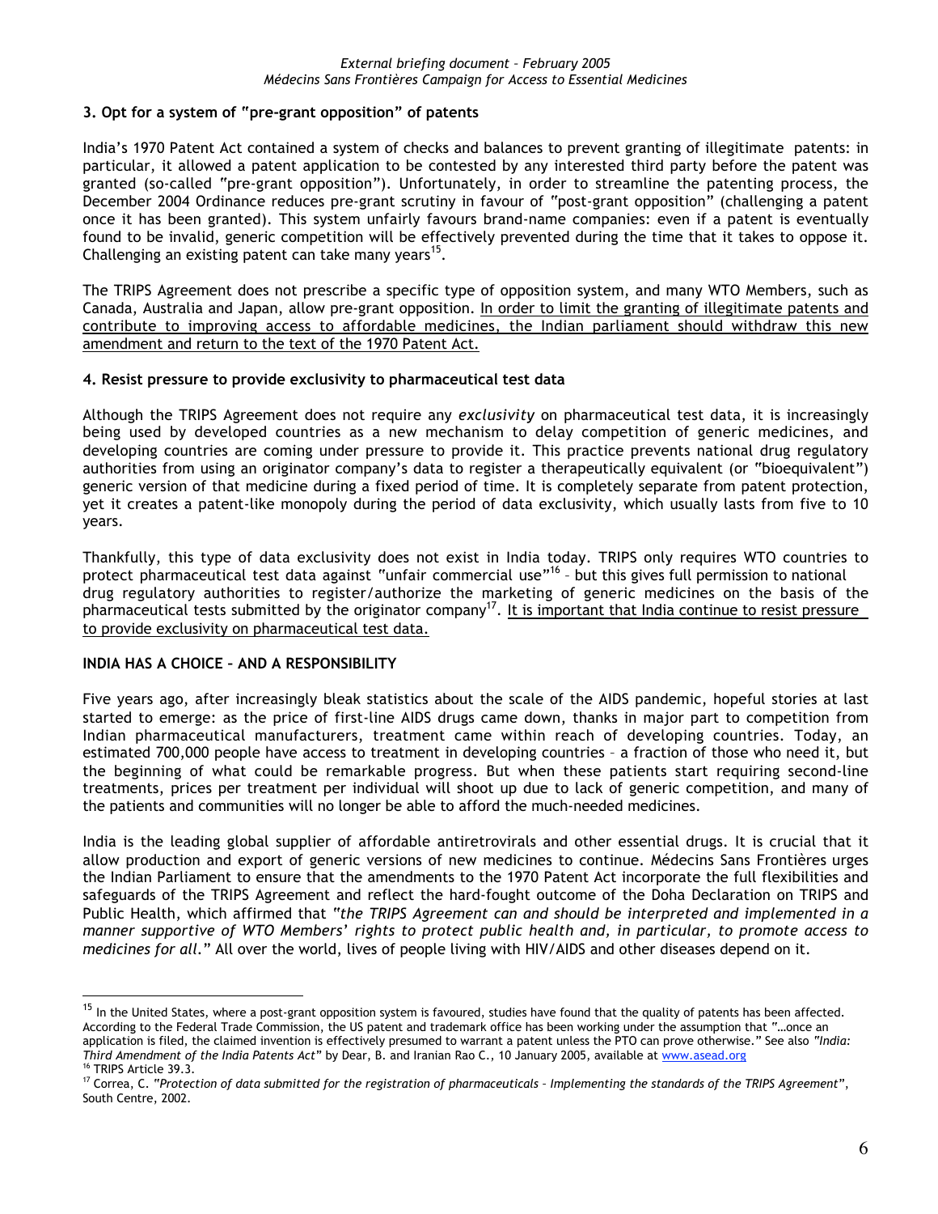### 3. Opt for a system of "pre-grant opposition" of patents

India's 1970 Patent Act contained a system of checks and balances to prevent granting of illegitimate patents: in particular, it allowed a patent application to be contested by any interested third party before the patent was granted (so-called "pre-grant opposition"). Unfortunately, in order to streamline the patenting process, the December 2004 Ordinance reduces pre-grant scrutiny in favour of "post-grant opposition" (challenging a patent once it has been granted). This system unfairly favours brand-name companies: even if a patent is eventually found to be invalid, generic competition will be effectively prevented during the time that it takes to oppose it. Challenging an existing patent can take many years[15].

The TRIPS Agreement does not prescribe a specific type of opposition system, and many WTO Members, such as Canada, Australia and Japan, allow pre-grant opposition. <u>In order to limit the granting of illegitimate patents and contribute to improving access to affordable medicines, the Indian parliament should withdraw this new amendment and return to the text of the 1970 Patent Act.</u>

### 4. Resist pressure to provide exclusivity to pharmaceutical test data

Although the TRIPS Agreement does not require any *exclusivity* on pharmaceutical test data, it is increasingly being used by developed countries as a new mechanism to delay competition of generic medicines, and developing countries are coming under pressure to provide it. This practice prevents national drug regulatory authorities from using an originator company's data to register a therapeutically equivalent (or "bioequivalent") generic version of that medicine during a fixed period of time. It is completely separate from patent protection, yet it creates a patent-like monopoly during the period of data exclusivity, which usually lasts from five to 10 years.

Thankfully, this type of data exclusivity does not exist in India today. TRIPS only requires WTO countries to protect pharmaceutical test data against "unfair commercial use"[16] – but this gives full permission to national drug regulatory authorities to register/authorize the marketing of generic medicines on the basis of the pharmaceutical tests submitted by the originator company[17]. <u>It is important that India continue to resist pressure to provide exclusivity on pharmaceutical test data.</u>

## INDIA HAS A CHOICE – AND A RESPONSIBILITY

Five years ago, after increasingly bleak statistics about the scale of the AIDS pandemic, hopeful stories at last started to emerge: as the price of first-line AIDS drugs came down, thanks in major part to competition from Indian pharmaceutical manufacturers, treatment came within reach of developing countries. Today, an estimated 700,000 people have access to treatment in developing countries – a fraction of those who need it, but the beginning of what could be remarkable progress. But when these patients start requiring second-line treatments, prices per treatment per individual will shoot up due to lack of generic competition, and many of the patients and communities will no longer be able to afford the much-needed medicines.

India is the leading global supplier of affordable antiretrovirals and other essential drugs. It is crucial that it allow production and export of generic versions of new medicines to continue. Médecins Sans Frontières urges the Indian Parliament to ensure that the amendments to the 1970 Patent Act incorporate the full flexibilities and safeguards of the TRIPS Agreement and reflect the hard-fought outcome of the Doha Declaration on TRIPS and Public Health, which affirmed that "*the TRIPS Agreement can and should be interpreted and implemented in a manner supportive of WTO Members' rights to protect public health and, in particular, to promote access to medicines for all.*" All over the world, lives of people living with HIV/AIDS and other diseases depend on it.

---

[15] In the United States, where a post-grant opposition system is favoured, studies have found that the quality of patents has been affected. According to the Federal Trade Commission, the US patent and trademark office has been working under the assumption that "…once an application is filed, the claimed invention is effectively presumed to warrant a patent unless the PTO can prove otherwise." See also *"India: Third Amendment of the India Patents Act"* by Dear, B. and Iranian Rao C., 10 January 2005, available at www.asead.org

[16] TRIPS Article 39.3.

[17] Correa, C. *"Protection of data submitted for the registration of pharmaceuticals – Implementing the standards of the TRIPS Agreement"*, South Centre, 2002.